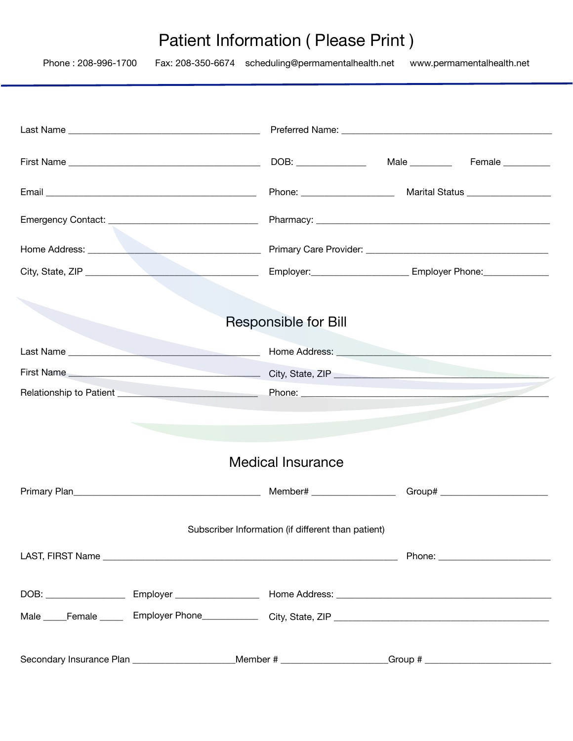# Patient Information ( Please Print )

Phone : 208-996-1700     Fax: 208-350-6674     scheduling@permamentalhealth.net     www.permamentalhealth.net

---

Last Name ______________________________ Preferred Name: ______________________________

First Name ______________________________ DOB: ____________ Male ________ Female ________

Email ______________________________ Phone: ________________ Marital Status ______________

Emergency Contact: ______________________________ Pharmacy: ______________________________

Home Address: ______________________________ Primary Care Provider: ______________________________

City, State, ZIP ______________________________ Employer:________________ Employer Phone:____________

## Responsible for Bill

Last Name ______________________________ Home Address: ______________________________

First Name ______________________________ City, State, ZIP ______________________________

Relationship to Patient ______________________________ Phone: ______________________________

## Medical Insurance

Primary Plan______________________________ Member# ______________ Group# ________________

Subscriber Information (if different than patient)

LAST, FIRST Name ______________________________________________ Phone: ________________

DOB: ______________ Employer ______________ Home Address: ______________________________

Male _____Female _____ Employer Phone__________ City, State, ZIP ______________________________

Secondary Insurance Plan __________________Member # __________________Group # ______________________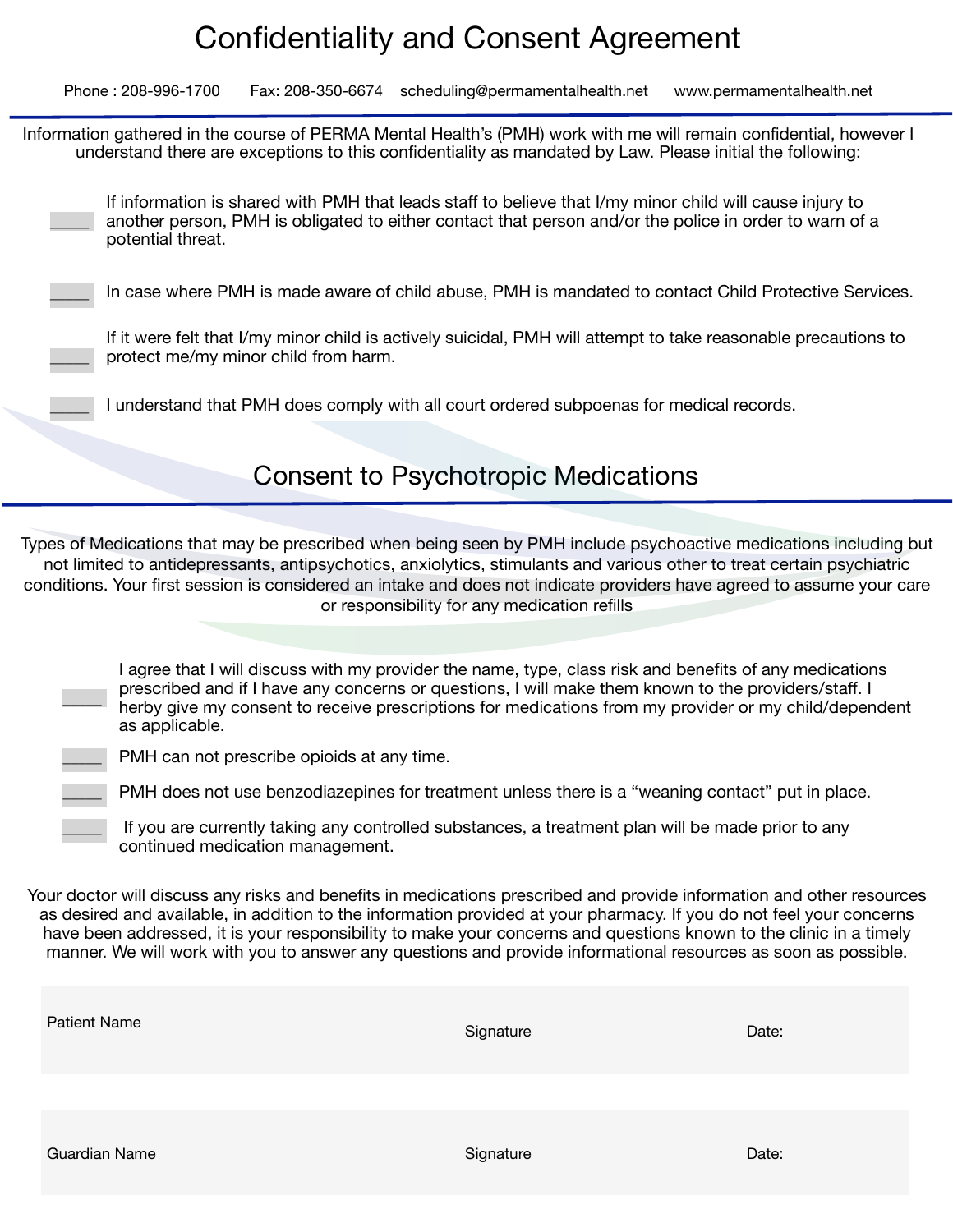# Confidentiality and Consent Agreement

Phone : 208-996-1700    Fax: 208-350-6674    scheduling@permamentalhealth.net    www.permamentalhealth.net

Information gathered in the course of PERMA Mental Health's (PMH) work with me will remain confidential, however I understand there are exceptions to this confidentiality as mandated by Law. Please initial the following:

_____ If information is shared with PMH that leads staff to believe that I/my minor child will cause injury to another person, PMH is obligated to either contact that person and/or the police in order to warn of a potential threat.

_____ In case where PMH is made aware of child abuse, PMH is mandated to contact Child Protective Services.

_____ If it were felt that I/my minor child is actively suicidal, PMH will attempt to take reasonable precautions to protect me/my minor child from harm.

_____ I understand that PMH does comply with all court ordered subpoenas for medical records.

## Consent to Psychotropic Medications

Types of Medications that may be prescribed when being seen by PMH include psychoactive medications including but not limited to antidepressants, antipsychotics, anxiolytics, stimulants and various other to treat certain psychiatric conditions. Your first session is considered an intake and does not indicate providers have agreed to assume your care or responsibility for any medication refills

_____ I agree that I will discuss with my provider the name, type, class risk and benefits of any medications prescribed and if I have any concerns or questions, I will make them known to the providers/staff. I herby give my consent to receive prescriptions for medications from my provider or my child/dependent as applicable.

_____ PMH can not prescribe opioids at any time.

_____ PMH does not use benzodiazepines for treatment unless there is a "weaning contact" put in place.

_____ If you are currently taking any controlled substances, a treatment plan will be made prior to any continued medication management.

Your doctor will discuss any risks and benefits in medications prescribed and provide information and other resources as desired and available, in addition to the information provided at your pharmacy. If you do not feel your concerns have been addressed, it is your responsibility to make your concerns and questions known to the clinic in a timely manner. We will work with you to answer any questions and provide informational resources as soon as possible.

| Patient Name | Signature | Date: |
|---|---|---|
| | | |

| Guardian Name | Signature | Date: |
|---|---|---|
| | | |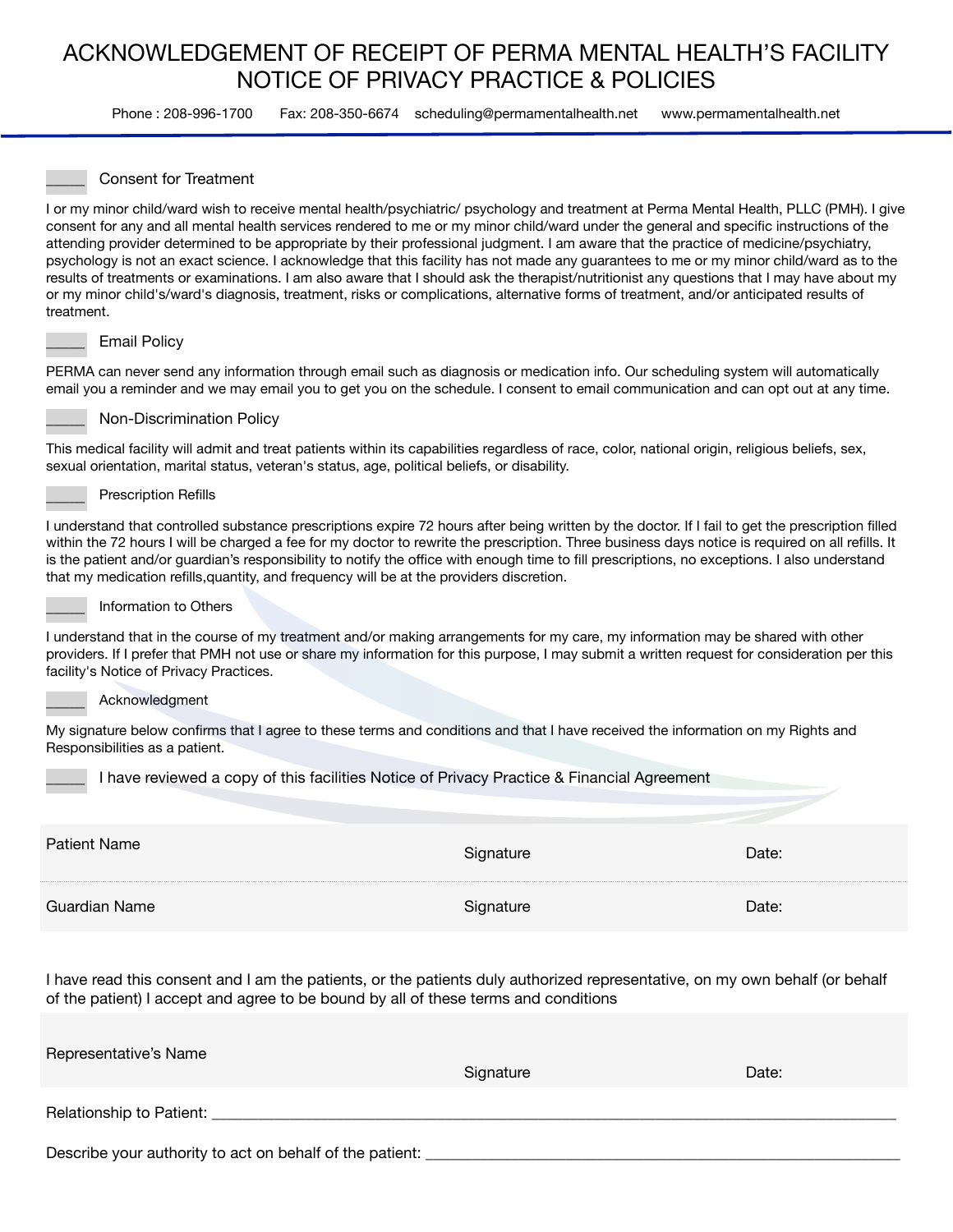# ACKNOWLEDGEMENT OF RECEIPT OF PERMA MENTAL HEALTH'S FACILITY NOTICE OF PRIVACY PRACTICE & POLICIES

Phone : 208-996-1700 Fax: 208-350-6674 scheduling@permamentalhealth.net www.permamentalhealth.net

_____ Consent for Treatment

I or my minor child/ward wish to receive mental health/psychiatric/ psychology and treatment at Perma Mental Health, PLLC (PMH). I give consent for any and all mental health services rendered to me or my minor child/ward under the general and specific instructions of the attending provider determined to be appropriate by their professional judgment. I am aware that the practice of medicine/psychiatry, psychology is not an exact science. I acknowledge that this facility has not made any guarantees to me or my minor child/ward as to the results of treatments or examinations. I am also aware that I should ask the therapist/nutritionist any questions that I may have about my or my minor child's/ward's diagnosis, treatment, risks or complications, alternative forms of treatment, and/or anticipated results of treatment.

_____ Email Policy

PERMA can never send any information through email such as diagnosis or medication info. Our scheduling system will automatically email you a reminder and we may email you to get you on the schedule. I consent to email communication and can opt out at any time.

_____ Non-Discrimination Policy

This medical facility will admit and treat patients within its capabilities regardless of race, color, national origin, religious beliefs, sex, sexual orientation, marital status, veteran's status, age, political beliefs, or disability.

_____ Prescription Refills

I understand that controlled substance prescriptions expire 72 hours after being written by the doctor. If I fail to get the prescription filled within the 72 hours I will be charged a fee for my doctor to rewrite the prescription. Three business days notice is required on all refills. It is the patient and/or guardian's responsibility to notify the office with enough time to fill prescriptions, no exceptions. I also understand that my medication refills,quantity, and frequency will be at the providers discretion.

_____ Information to Others

I understand that in the course of my treatment and/or making arrangements for my care, my information may be shared with other providers. If I prefer that PMH not use or share my information for this purpose, I may submit a written request for consideration per this facility's Notice of Privacy Practices.

_____ Acknowledgment

My signature below confirms that I agree to these terms and conditions and that I have received the information on my Rights and Responsibilities as a patient.

_____ I have reviewed a copy of this facilities Notice of Privacy Practice & Financial Agreement

| Patient Name | Signature | Date: |
|---|---|---|
| Guardian Name | Signature | Date: |

I have read this consent and I am the patients, or the patients duly authorized representative, on my own behalf (or behalf of the patient) I accept and agree to be bound by all of these terms and conditions

| Representative's Name | Signature | Date: |
|---|---|---|

Relationship to Patient: ____________________________________________________________

Describe your authority to act on behalf of the patient: ________________________________________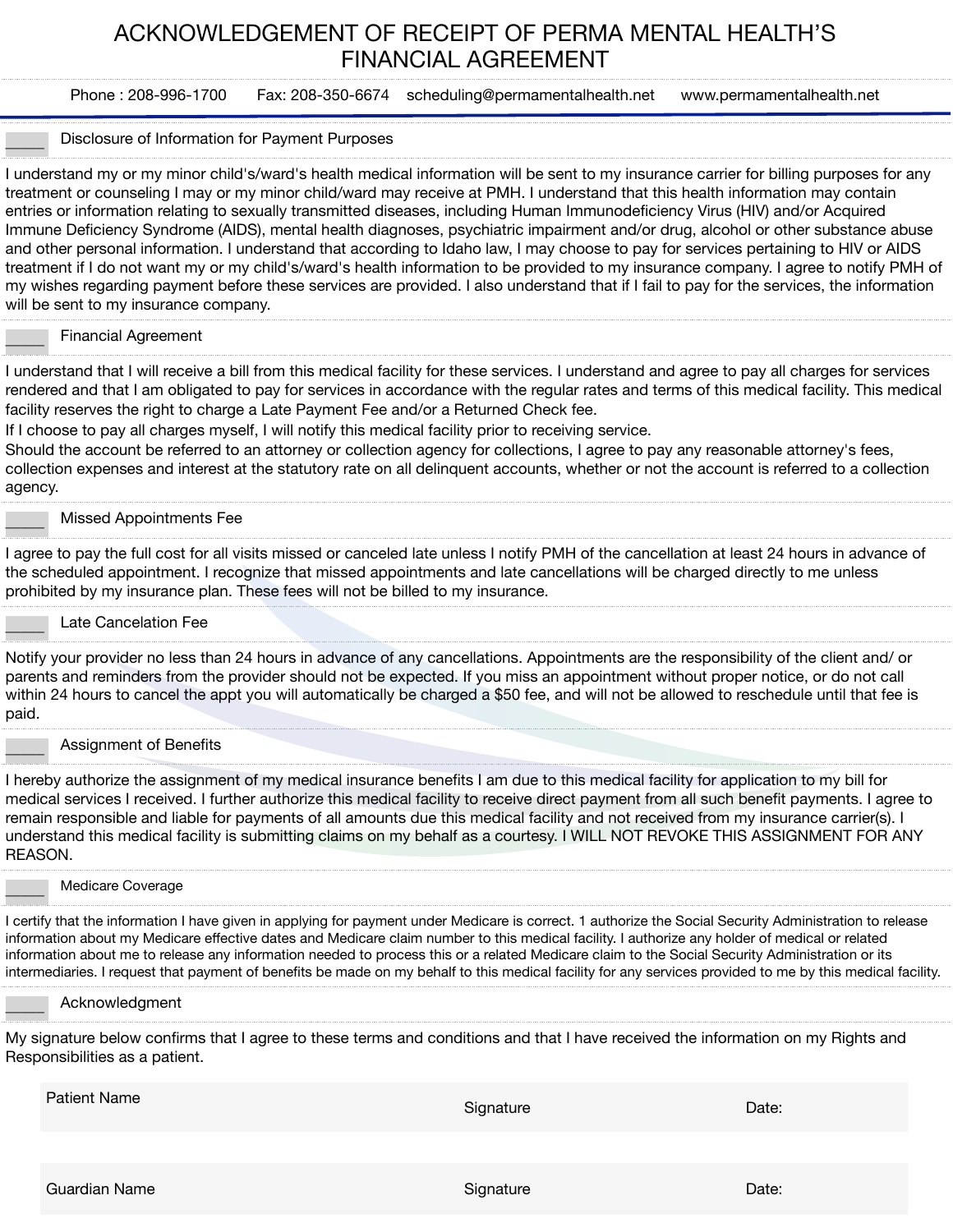# ACKNOWLEDGEMENT OF RECEIPT OF PERMA MENTAL HEALTH'S FINANCIAL AGREEMENT

Phone : 208-996-1700 Fax: 208-350-6674 scheduling@permamentalhealth.net www.permamentalhealth.net

_____ Disclosure of Information for Payment Purposes

I understand my or my minor child's/ward's health medical information will be sent to my insurance carrier for billing purposes for any treatment or counseling I may or my minor child/ward may receive at PMH. I understand that this health information may contain entries or information relating to sexually transmitted diseases, including Human Immunodeficiency Virus (HIV) and/or Acquired Immune Deficiency Syndrome (AIDS), mental health diagnoses, psychiatric impairment and/or drug, alcohol or other substance abuse and other personal information. I understand that according to Idaho law, I may choose to pay for services pertaining to HIV or AIDS treatment if I do not want my or my child's/ward's health information to be provided to my insurance company. I agree to notify PMH of my wishes regarding payment before these services are provided. I also understand that if I fail to pay for the services, the information will be sent to my insurance company.

_____ Financial Agreement

I understand that I will receive a bill from this medical facility for these services. I understand and agree to pay all charges for services rendered and that I am obligated to pay for services in accordance with the regular rates and terms of this medical facility. This medical facility reserves the right to charge a Late Payment Fee and/or a Returned Check fee.

If I choose to pay all charges myself, I will notify this medical facility prior to receiving service.

Should the account be referred to an attorney or collection agency for collections, I agree to pay any reasonable attorney's fees, collection expenses and interest at the statutory rate on all delinquent accounts, whether or not the account is referred to a collection agency.

_____ Missed Appointments Fee

I agree to pay the full cost for all visits missed or canceled late unless I notify PMH of the cancellation at least 24 hours in advance of the scheduled appointment. I recognize that missed appointments and late cancellations will be charged directly to me unless prohibited by my insurance plan. These fees will not be billed to my insurance.

_____ Late Cancelation Fee

Notify your provider no less than 24 hours in advance of any cancellations. Appointments are the responsibility of the client and/ or parents and reminders from the provider should not be expected. If you miss an appointment without proper notice, or do not call within 24 hours to cancel the appt you will automatically be charged a $50 fee, and will not be allowed to reschedule until that fee is paid.

_____ Assignment of Benefits

I hereby authorize the assignment of my medical insurance benefits I am due to this medical facility for application to my bill for medical services I received. I further authorize this medical facility to receive direct payment from all such benefit payments. I agree to remain responsible and liable for payments of all amounts due this medical facility and not received from my insurance carrier(s). I understand this medical facility is submitting claims on my behalf as a courtesy. I WILL NOT REVOKE THIS ASSIGNMENT FOR ANY REASON.

_____ Medicare Coverage

I certify that the information I have given in applying for payment under Medicare is correct. 1 authorize the Social Security Administration to release information about my Medicare effective dates and Medicare claim number to this medical facility. I authorize any holder of medical or related information about me to release any information needed to process this or a related Medicare claim to the Social Security Administration or its intermediaries. I request that payment of benefits be made on my behalf to this medical facility for any services provided to me by this medical facility.

_____ Acknowledgment

My signature below confirms that I agree to these terms and conditions and that I have received the information on my Rights and Responsibilities as a patient.

| Patient Name | Signature | Date: |
|---|---|---|

| Guardian Name | Signature | Date: |
|---|---|---|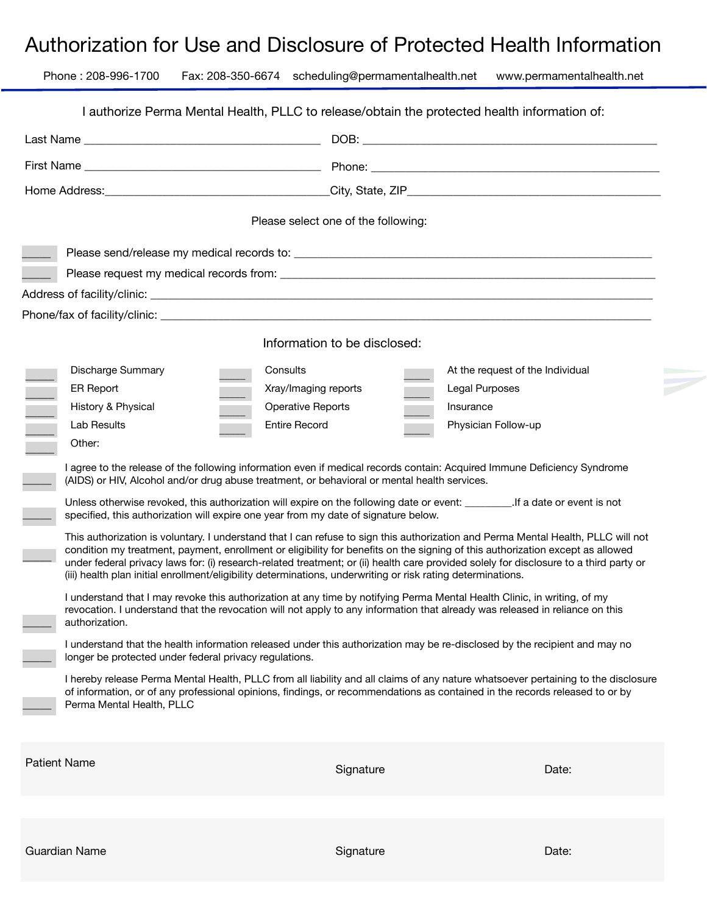# Authorization for Use and Disclosure of Protected Health Information

Phone : 208-996-1700 Fax: 208-350-6674 scheduling@permamentalhealth.net www.permamentalhealth.net

I authorize Perma Mental Health, PLLC to release/obtain the protected health information of:

Last Name ______________________________________ DOB: _______________________________________________

First Name ______________________________________ Phone: _______________________________________________

Home Address:____________________________________City, State, ZIP_________________________________________

Please select one of the following:

_____ Please send/release my medical records to: __________________________________________________________

_____ Please request my medical records from: ____________________________________________________________

Address of facility/clinic: ______________________________________________________________________________

Phone/fax of facility/clinic: _____________________________________________________________________________

Information to be disclosed:

| | | | | | |
|---|---|---|---|---|---|
| _____ | Discharge Summary | _____ | Consults | _____ | At the request of the Individual |
| _____ | ER Report | _____ | Xray/Imaging reports | _____ | Legal Purposes |
| _____ | History & Physical | _____ | Operative Reports | _____ | Insurance |
| _____ | Lab Results | _____ | Entire Record | _____ | Physician Follow-up |
| _____ | Other: | | | | |

_____ I agree to the release of the following information even if medical records contain: Acquired Immune Deficiency Syndrome (AIDS) or HIV, Alcohol and/or drug abuse treatment, or behavioral or mental health services.

_____ Unless otherwise revoked, this authorization will expire on the following date or event: _________.If a date or event is not specified, this authorization will expire one year from my date of signature below.

_____ This authorization is voluntary. I understand that I can refuse to sign this authorization and Perma Mental Health, PLLC will not condition my treatment, payment, enrollment or eligibility for benefits on the signing of this authorization except as allowed under federal privacy laws for: (i) research-related treatment; or (ii) health care provided solely for disclosure to a third party or (iii) health plan initial enrollment/eligibility determinations, underwriting or risk rating determinations.

_____ I understand that I may revoke this authorization at any time by notifying Perma Mental Health Clinic, in writing, of my revocation. I understand that the revocation will not apply to any information that already was released in reliance on this authorization.

_____ I understand that the health information released under this authorization may be re-disclosed by the recipient and may no longer be protected under federal privacy regulations.

_____ I hereby release Perma Mental Health, PLLC from all liability and all claims of any nature whatsoever pertaining to the disclosure of information, or of any professional opinions, findings, or recommendations as contained in the records released to or by Perma Mental Health, PLLC

| Patient Name | Signature | Date: |
|---|---|---|
| | | |

| Guardian Name | Signature | Date: |
|---|---|---|
| | | |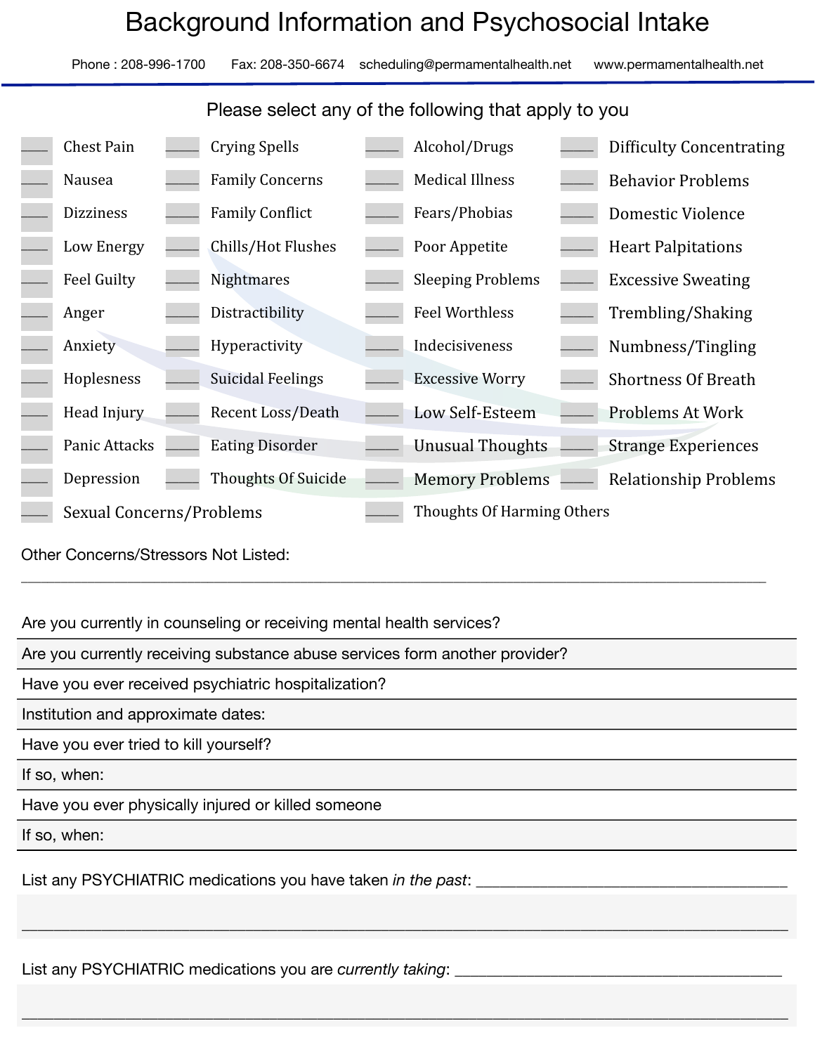# Background Information and Psychosocial Intake

Phone : 208-996-1700 Fax: 208-350-6674 scheduling@permamentalhealth.net www.permamentalhealth.net

Please select any of the following that apply to you

| | | | |
|---|---|---|---|
| ____ Chest Pain | ____ Crying Spells | ____ Alcohol/Drugs | ____ Difficulty Concentrating |
| ____ Nausea | ____ Family Concerns | ____ Medical Illness | ____ Behavior Problems |
| ____ Dizziness | ____ Family Conflict | ____ Fears/Phobias | ____ Domestic Violence |
| ____ Low Energy | ____ Chills/Hot Flushes | ____ Poor Appetite | ____ Heart Palpitations |
| ____ Feel Guilty | ____ Nightmares | ____ Sleeping Problems | ____ Excessive Sweating |
| ____ Anger | ____ Distractibility | ____ Feel Worthless | ____ Trembling/Shaking |
| ____ Anxiety | ____ Hyperactivity | ____ Indecisiveness | ____ Numbness/Tingling |
| ____ Hoplesness | ____ Suicidal Feelings | ____ Excessive Worry | ____ Shortness Of Breath |
| ____ Head Injury | ____ Recent Loss/Death | ____ Low Self-Esteem | ____ Problems At Work |
| ____ Panic Attacks | ____ Eating Disorder | ____ Unusual Thoughts | ____ Strange Experiences |
| ____ Depression | ____ Thoughts Of Suicide | ____ Memory Problems | ____ Relationship Problems |
| ____ Sexual Concerns/Problems | | ____ Thoughts Of Harming Others | |

Other Concerns/Stressors Not Listed:

______________________________________________________________________________

Are you currently in counseling or receiving mental health services?

Are you currently receiving substance abuse services form another provider?

Have you ever received psychiatric hospitalization?

Institution and approximate dates:

Have you ever tried to kill yourself?

If so, when:

Have you ever physically injured or killed someone

If so, when:

List any PSYCHIATRIC medications you have taken *in the past*: ______________________________

______________________________________________________________________________

List any PSYCHIATRIC medications you are *currently taking*: ______________________________

______________________________________________________________________________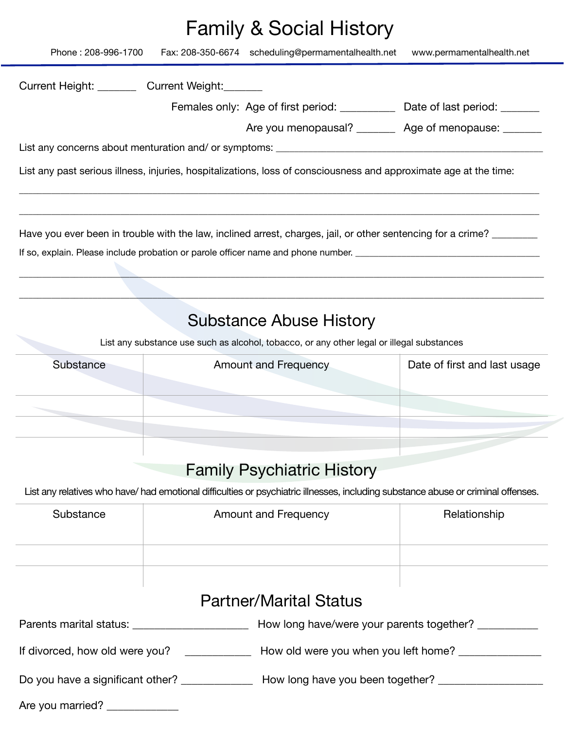# Family & Social History

Phone : 208-996-1700 Fax: 208-350-6674 scheduling@permamentalhealth.net www.permamentalhealth.net

Current Height: _______ Current Weight:_______

Females only: Age of first period: __________ Date of last period: _______

Are you menopausal? _______ Age of menopause: _______

List any concerns about menturation and/ or symptoms: ___________________________________________________

List any past serious illness, injuries, hospitalizations, loss of consciousness and approximate age at the time:

______________________________________________________________________________________________

______________________________________________________________________________________________

Have you ever been in trouble with the law, inclined arrest, charges, jail, or other sentencing for a crime? ________

If so, explain. Please include probation or parole officer name and phone number. ______________________________________

______________________________________________________________________________________________

______________________________________________________________________________________________

## Substance Abuse History

List any substance use such as alcohol, tobacco, or any other legal or illegal substances

| Substance | Amount and Frequency | Date of first and last usage |
|---|---|---|
| | | |
| | | |
| | | |

## Family Psychiatric History

List any relatives who have/ had emotional difficulties or psychiatric illnesses, including substance abuse or criminal offenses.

| Substance | Amount and Frequency | Relationship |
|---|---|---|
| | | |
| | | |

## Partner/Marital Status

Parents marital status: ____________________ How long have/were your parents together? __________

If divorced, how old were you? ___________ How old were you when you left home? ______________

Do you have a significant other? ____________ How long have you been together? __________________

Are you married? _____________